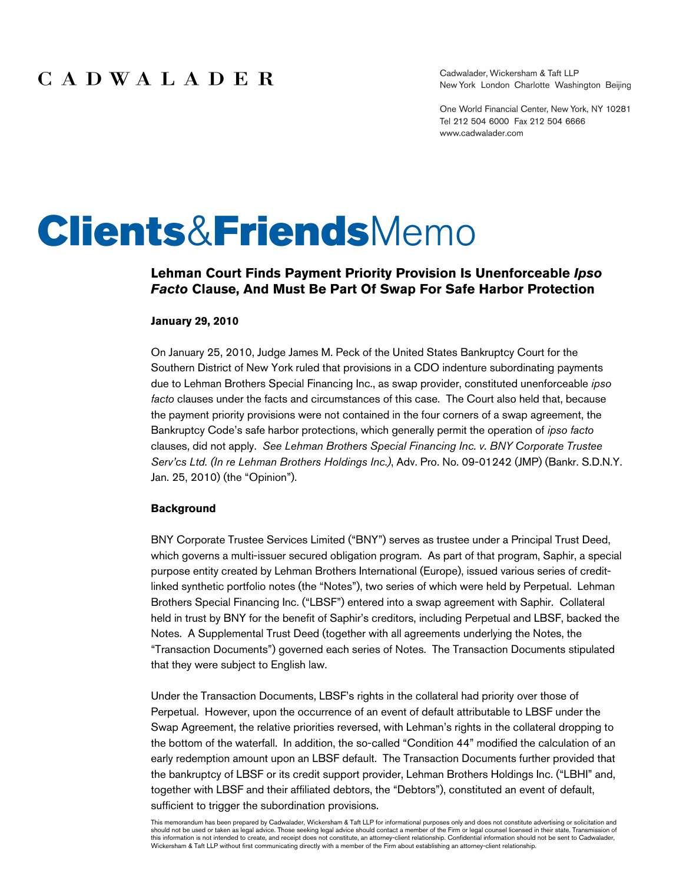CADWALADER

Cadwalader, Wickersham & Taft LLP
New York London Charlotte Washington Beijing

One World Financial Center, New York, NY 10281
Tel 212 504 6000 Fax 212 504 6666
www.cadwalader.com

# Clients&FriendsMemo

## Lehman Court Finds Payment Priority Provision Is Unenforceable *Ipso Facto* Clause, And Must Be Part Of Swap For Safe Harbor Protection

**January 29, 2010**

On January 25, 2010, Judge James M. Peck of the United States Bankruptcy Court for the Southern District of New York ruled that provisions in a CDO indenture subordinating payments due to Lehman Brothers Special Financing Inc., as swap provider, constituted unenforceable *ipso facto* clauses under the facts and circumstances of this case. The Court also held that, because the payment priority provisions were not contained in the four corners of a swap agreement, the Bankruptcy Code's safe harbor protections, which generally permit the operation of *ipso facto* clauses, did not apply. *See Lehman Brothers Special Financing Inc. v. BNY Corporate Trustee Serv'cs Ltd. (In re Lehman Brothers Holdings Inc.)*, Adv. Pro. No. 09-01242 (JMP) (Bankr. S.D.N.Y. Jan. 25, 2010) (the "Opinion").

### Background

BNY Corporate Trustee Services Limited ("BNY") serves as trustee under a Principal Trust Deed, which governs a multi-issuer secured obligation program. As part of that program, Saphir, a special purpose entity created by Lehman Brothers International (Europe), issued various series of credit-linked synthetic portfolio notes (the "Notes"), two series of which were held by Perpetual. Lehman Brothers Special Financing Inc. ("LBSF") entered into a swap agreement with Saphir. Collateral held in trust by BNY for the benefit of Saphir's creditors, including Perpetual and LBSF, backed the Notes. A Supplemental Trust Deed (together with all agreements underlying the Notes, the "Transaction Documents") governed each series of Notes. The Transaction Documents stipulated that they were subject to English law.

Under the Transaction Documents, LBSF's rights in the collateral had priority over those of Perpetual. However, upon the occurrence of an event of default attributable to LBSF under the Swap Agreement, the relative priorities reversed, with Lehman's rights in the collateral dropping to the bottom of the waterfall. In addition, the so-called "Condition 44" modified the calculation of an early redemption amount upon an LBSF default. The Transaction Documents further provided that the bankruptcy of LBSF or its credit support provider, Lehman Brothers Holdings Inc. ("LBHI" and, together with LBSF and their affiliated debtors, the "Debtors"), constituted an event of default, sufficient to trigger the subordination provisions.

This memorandum has been prepared by Cadwalader, Wickersham & Taft LLP for informational purposes only and does not constitute advertising or solicitation and should not be used or taken as legal advice. Those seeking legal advice should contact a member of the Firm or legal counsel licensed in their state. Transmission of this information is not intended to create, and receipt does not constitute, an attorney-client relationship. Confidential information should not be sent to Cadwalader, Wickersham & Taft LLP without first communicating directly with a member of the Firm about establishing an attorney-client relationship.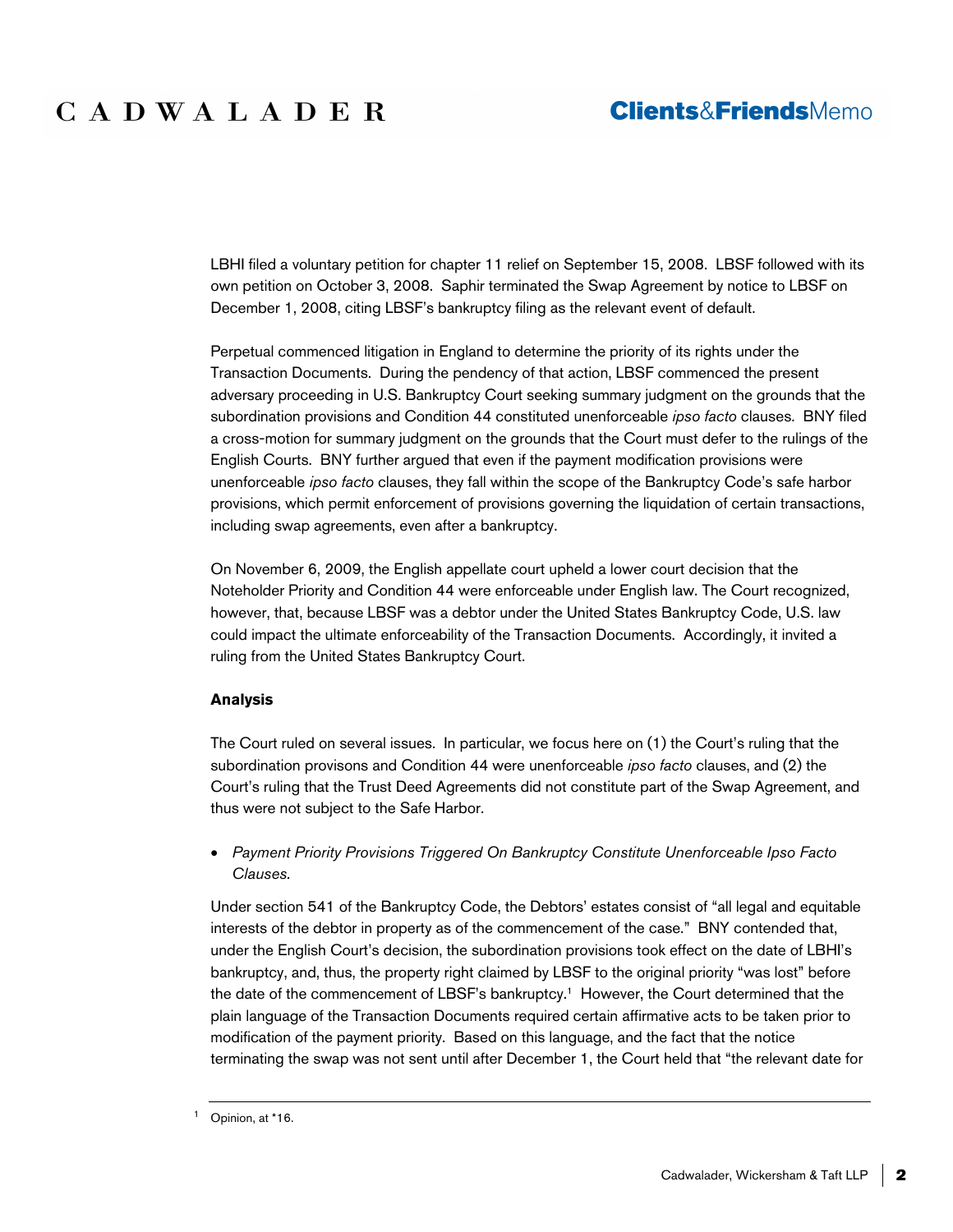LBHI filed a voluntary petition for chapter 11 relief on September 15, 2008. LBSF followed with its own petition on October 3, 2008. Saphir terminated the Swap Agreement by notice to LBSF on December 1, 2008, citing LBSF's bankruptcy filing as the relevant event of default.

Perpetual commenced litigation in England to determine the priority of its rights under the Transaction Documents. During the pendency of that action, LBSF commenced the present adversary proceeding in U.S. Bankruptcy Court seeking summary judgment on the grounds that the subordination provisions and Condition 44 constituted unenforceable *ipso facto* clauses. BNY filed a cross-motion for summary judgment on the grounds that the Court must defer to the rulings of the English Courts. BNY further argued that even if the payment modification provisions were unenforceable *ipso facto* clauses, they fall within the scope of the Bankruptcy Code's safe harbor provisions, which permit enforcement of provisions governing the liquidation of certain transactions, including swap agreements, even after a bankruptcy.

On November 6, 2009, the English appellate court upheld a lower court decision that the Noteholder Priority and Condition 44 were enforceable under English law. The Court recognized, however, that, because LBSF was a debtor under the United States Bankruptcy Code, U.S. law could impact the ultimate enforceability of the Transaction Documents. Accordingly, it invited a ruling from the United States Bankruptcy Court.

**Analysis**

The Court ruled on several issues. In particular, we focus here on (1) the Court's ruling that the subordination provisons and Condition 44 were unenforceable *ipso facto* clauses, and (2) the Court's ruling that the Trust Deed Agreements did not constitute part of the Swap Agreement, and thus were not subject to the Safe Harbor.

- *Payment Priority Provisions Triggered On Bankruptcy Constitute Unenforceable Ipso Facto Clauses.*

Under section 541 of the Bankruptcy Code, the Debtors' estates consist of "all legal and equitable interests of the debtor in property as of the commencement of the case." BNY contended that, under the English Court's decision, the subordination provisions took effect on the date of LBHI's bankruptcy, and, thus, the property right claimed by LBSF to the original priority "was lost" before the date of the commencement of LBSF's bankruptcy.[1] However, the Court determined that the plain language of the Transaction Documents required certain affirmative acts to be taken prior to modification of the payment priority. Based on this language, and the fact that the notice terminating the swap was not sent until after December 1, the Court held that "the relevant date for

---

[1] Opinion, at *16.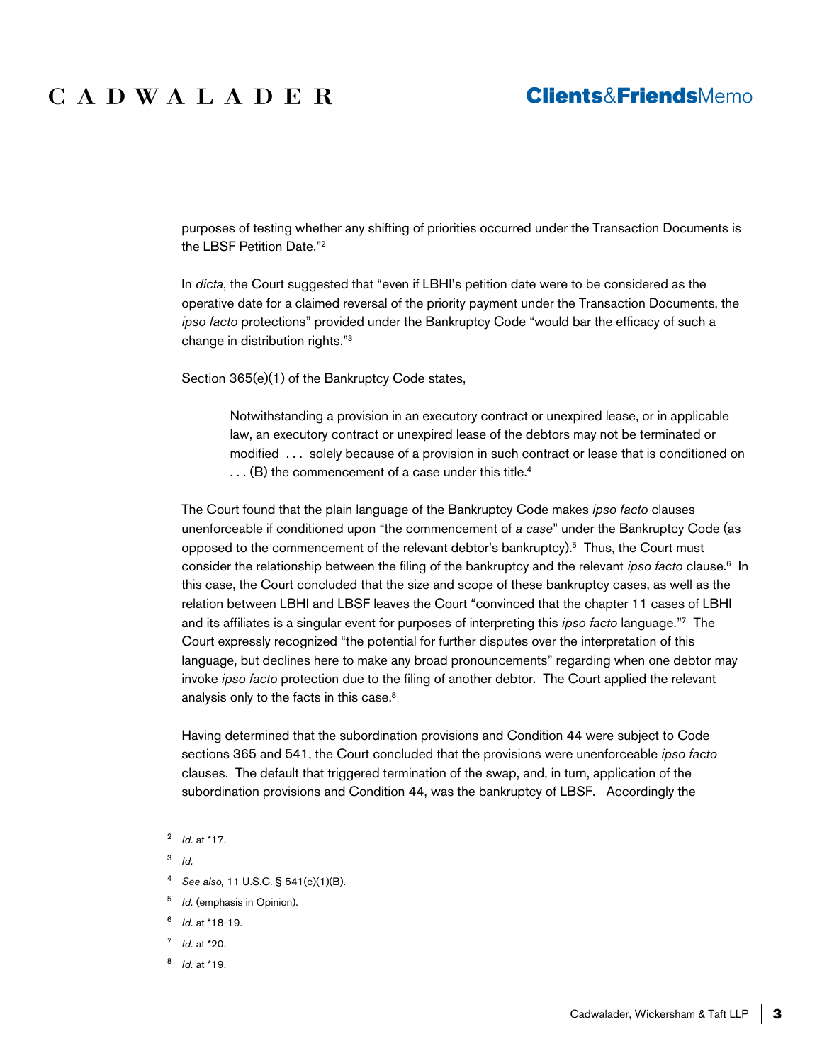purposes of testing whether any shifting of priorities occurred under the Transaction Documents is the LBSF Petition Date."[2]

In *dicta*, the Court suggested that "even if LBHI's petition date were to be considered as the operative date for a claimed reversal of the priority payment under the Transaction Documents, the *ipso facto* protections" provided under the Bankruptcy Code "would bar the efficacy of such a change in distribution rights."[3]

Section 365(e)(1) of the Bankruptcy Code states,

> Notwithstanding a provision in an executory contract or unexpired lease, or in applicable law, an executory contract or unexpired lease of the debtors may not be terminated or modified . . . solely because of a provision in such contract or lease that is conditioned on . . . (B) the commencement of a case under this title.[4]

The Court found that the plain language of the Bankruptcy Code makes *ipso facto* clauses unenforceable if conditioned upon "the commencement of *a case*" under the Bankruptcy Code (as opposed to the commencement of the relevant debtor's bankruptcy).[5] Thus, the Court must consider the relationship between the filing of the bankruptcy and the relevant *ipso facto* clause.[6] In this case, the Court concluded that the size and scope of these bankruptcy cases, as well as the relation between LBHI and LBSF leaves the Court "convinced that the chapter 11 cases of LBHI and its affiliates is a singular event for purposes of interpreting this *ipso facto* language."[7] The Court expressly recognized "the potential for further disputes over the interpretation of this language, but declines here to make any broad pronouncements" regarding when one debtor may invoke *ipso facto* protection due to the filing of another debtor. The Court applied the relevant analysis only to the facts in this case.[8]

Having determined that the subordination provisions and Condition 44 were subject to Code sections 365 and 541, the Court concluded that the provisions were unenforceable *ipso facto* clauses. The default that triggered termination of the swap, and, in turn, application of the subordination provisions and Condition 44, was the bankruptcy of LBSF. Accordingly the

---

[2] *Id.* at *17.

[3] *Id.*

[4] *See also,* 11 U.S.C. § 541(c)(1)(B).

[5] *Id.* (emphasis in Opinion).

[6] *Id.* at *18-19.

[7] *Id.* at *20.

[8] *Id.* at *19.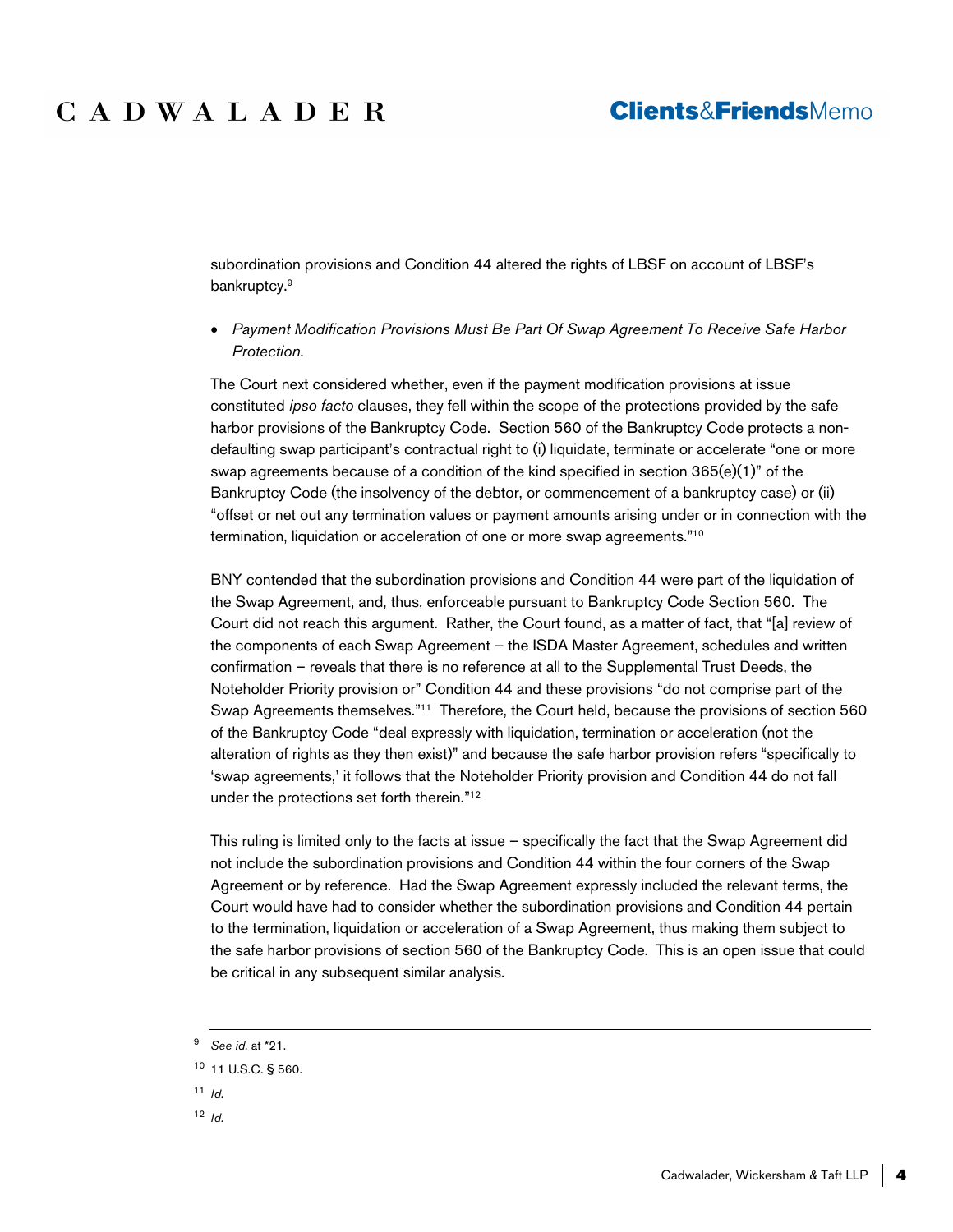subordination provisions and Condition 44 altered the rights of LBSF on account of LBSF's bankruptcy.[9]

- *Payment Modification Provisions Must Be Part Of Swap Agreement To Receive Safe Harbor Protection.*

The Court next considered whether, even if the payment modification provisions at issue constituted *ipso facto* clauses, they fell within the scope of the protections provided by the safe harbor provisions of the Bankruptcy Code. Section 560 of the Bankruptcy Code protects a non-defaulting swap participant's contractual right to (i) liquidate, terminate or accelerate "one or more swap agreements because of a condition of the kind specified in section 365(e)(1)" of the Bankruptcy Code (the insolvency of the debtor, or commencement of a bankruptcy case) or (ii) "offset or net out any termination values or payment amounts arising under or in connection with the termination, liquidation or acceleration of one or more swap agreements."[10]

BNY contended that the subordination provisions and Condition 44 were part of the liquidation of the Swap Agreement, and, thus, enforceable pursuant to Bankruptcy Code Section 560. The Court did not reach this argument. Rather, the Court found, as a matter of fact, that "[a] review of the components of each Swap Agreement – the ISDA Master Agreement, schedules and written confirmation – reveals that there is no reference at all to the Supplemental Trust Deeds, the Noteholder Priority provision or" Condition 44 and these provisions "do not comprise part of the Swap Agreements themselves."[11] Therefore, the Court held, because the provisions of section 560 of the Bankruptcy Code "deal expressly with liquidation, termination or acceleration (not the alteration of rights as they then exist)" and because the safe harbor provision refers "specifically to 'swap agreements,' it follows that the Noteholder Priority provision and Condition 44 do not fall under the protections set forth therein."[12]

This ruling is limited only to the facts at issue – specifically the fact that the Swap Agreement did not include the subordination provisions and Condition 44 within the four corners of the Swap Agreement or by reference. Had the Swap Agreement expressly included the relevant terms, the Court would have had to consider whether the subordination provisions and Condition 44 pertain to the termination, liquidation or acceleration of a Swap Agreement, thus making them subject to the safe harbor provisions of section 560 of the Bankruptcy Code. This is an open issue that could be critical in any subsequent similar analysis.

---

[9] *See id.* at *21.

[10] 11 U.S.C. § 560.

[11] *Id.*

[12] *Id.*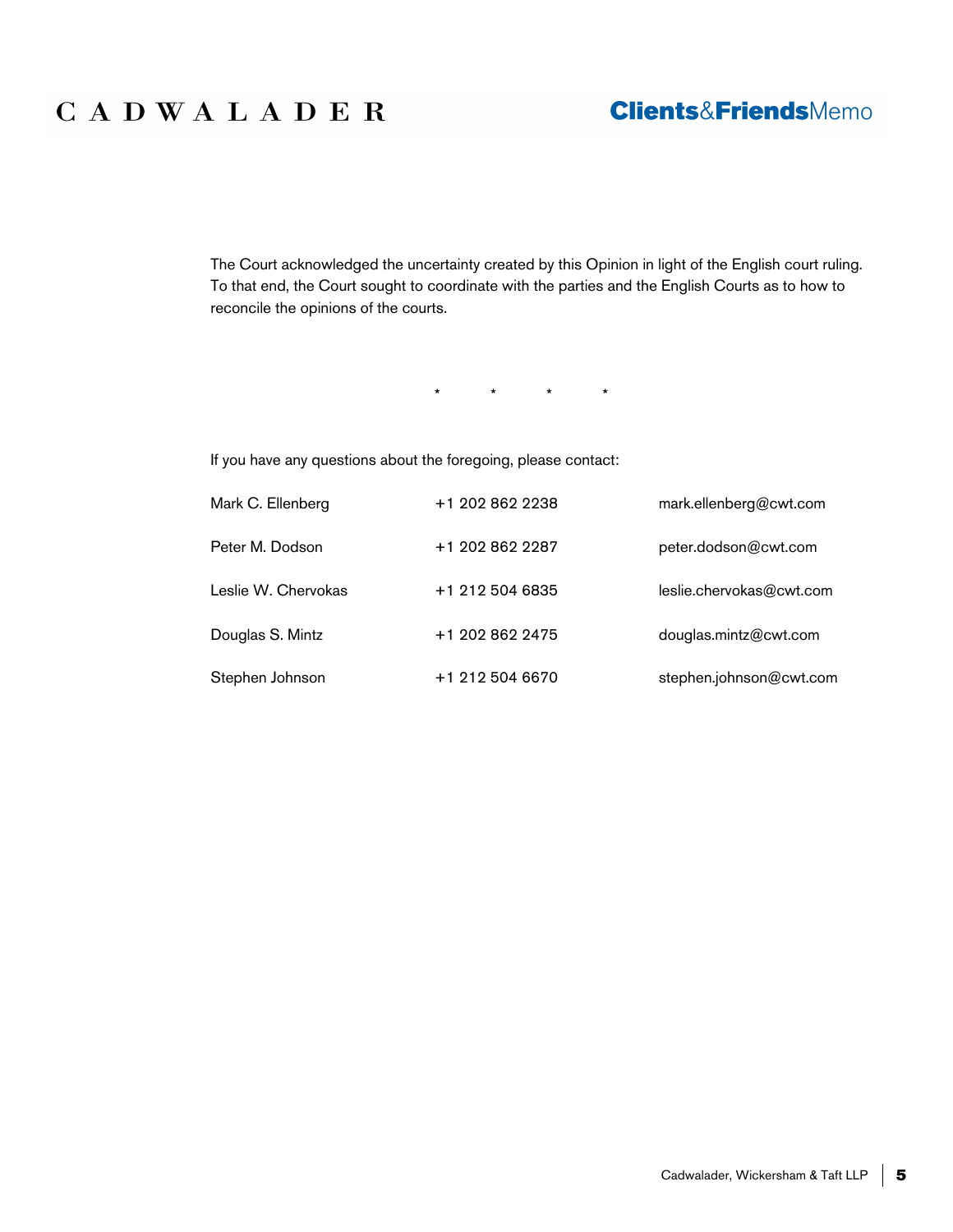The Court acknowledged the uncertainty created by this Opinion in light of the English court ruling. To that end, the Court sought to coordinate with the parties and the English Courts as to how to reconcile the opinions of the courts.

\*　　\*　　\*　　\*

If you have any questions about the foregoing, please contact:

| | | |
|---|---|---|
| Mark C. Ellenberg | +1 202 862 2238 | mark.ellenberg@cwt.com |
| Peter M. Dodson | +1 202 862 2287 | peter.dodson@cwt.com |
| Leslie W. Chervokas | +1 212 504 6835 | leslie.chervokas@cwt.com |
| Douglas S. Mintz | +1 202 862 2475 | douglas.mintz@cwt.com |
| Stephen Johnson | +1 212 504 6670 | stephen.johnson@cwt.com |